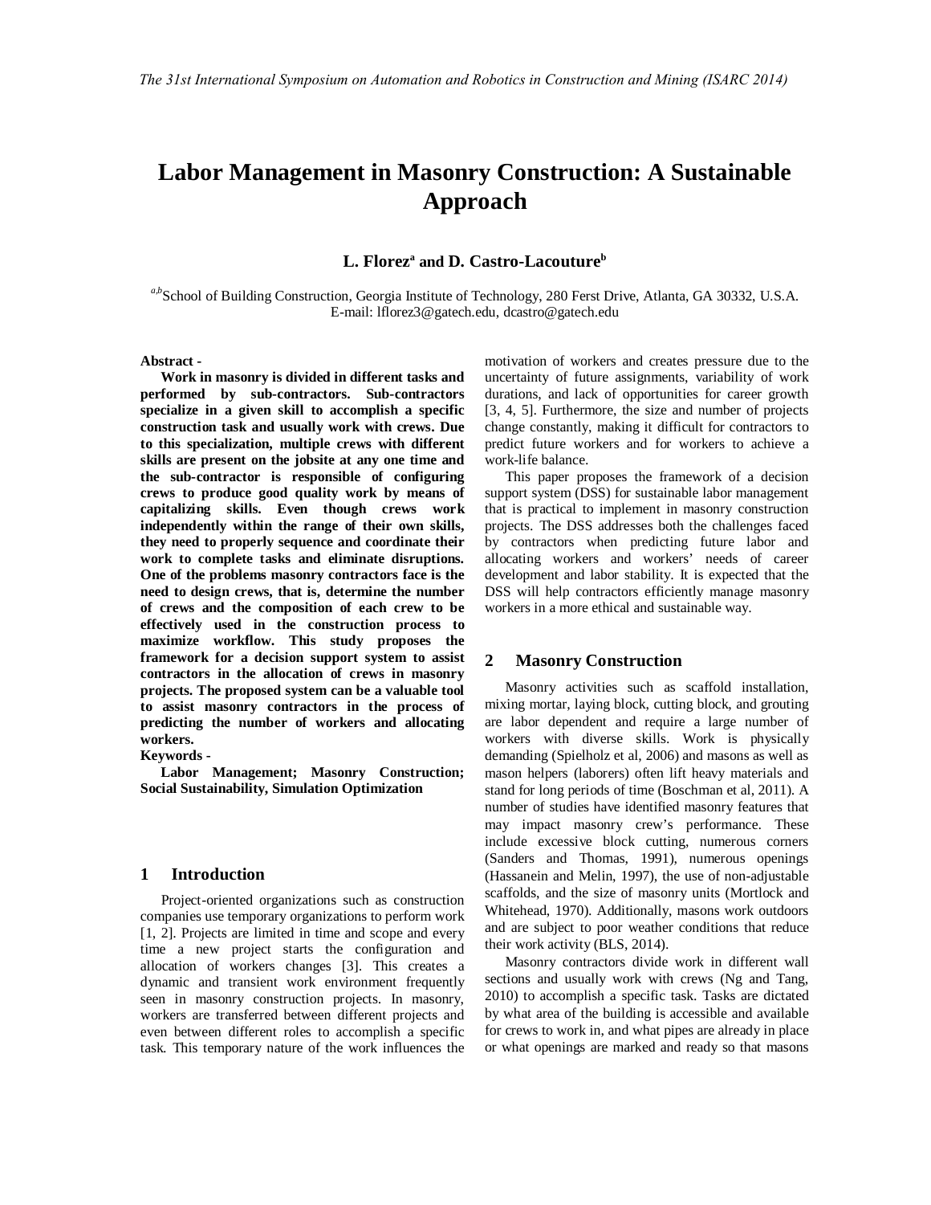# Labor Management in Masonry Construction: A Sustainable Approach

**L. Florez[a] and D. Castro-Lacouture[b]**

[a,b]School of Building Construction, Georgia Institute of Technology, 280 Ferst Drive, Atlanta, GA 30332, U.S.A.
E-mail: lflorez3@gatech.edu, dcastro@gatech.edu

**Abstract -**

**Work in masonry is divided in different tasks and performed by sub-contractors. Sub-contractors specialize in a given skill to accomplish a specific construction task and usually work with crews. Due to this specialization, multiple crews with different skills are present on the jobsite at any one time and the sub-contractor is responsible of configuring crews to produce good quality work by means of capitalizing skills. Even though crews work independently within the range of their own skills, they need to properly sequence and coordinate their work to complete tasks and eliminate disruptions. One of the problems masonry contractors face is the need to design crews, that is, determine the number of crews and the composition of each crew to be effectively used in the construction process to maximize workflow. This study proposes the framework for a decision support system to assist contractors in the allocation of crews in masonry projects. The proposed system can be a valuable tool to assist masonry contractors in the process of predicting the number of workers and allocating workers.**

**Keywords -**

**Labor Management; Masonry Construction; Social Sustainability, Simulation Optimization**

## 1 Introduction

Project-oriented organizations such as construction companies use temporary organizations to perform work [1, 2]. Projects are limited in time and scope and every time a new project starts the configuration and allocation of workers changes [3]. This creates a dynamic and transient work environment frequently seen in masonry construction projects. In masonry, workers are transferred between different projects and even between different roles to accomplish a specific task. This temporary nature of the work influences the motivation of workers and creates pressure due to the uncertainty of future assignments, variability of work durations, and lack of opportunities for career growth [3, 4, 5]. Furthermore, the size and number of projects change constantly, making it difficult for contractors to predict future workers and for workers to achieve a work-life balance.

This paper proposes the framework of a decision support system (DSS) for sustainable labor management that is practical to implement in masonry construction projects. The DSS addresses both the challenges faced by contractors when predicting future labor and allocating workers and workers' needs of career development and labor stability. It is expected that the DSS will help contractors efficiently manage masonry workers in a more ethical and sustainable way.

## 2 Masonry Construction

Masonry activities such as scaffold installation, mixing mortar, laying block, cutting block, and grouting are labor dependent and require a large number of workers with diverse skills. Work is physically demanding (Spielholz et al, 2006) and masons as well as mason helpers (laborers) often lift heavy materials and stand for long periods of time (Boschman et al, 2011). A number of studies have identified masonry features that may impact masonry crew's performance. These include excessive block cutting, numerous corners (Sanders and Thomas, 1991), numerous openings (Hassanein and Melin, 1997), the use of non-adjustable scaffolds, and the size of masonry units (Mortlock and Whitehead, 1970). Additionally, masons work outdoors and are subject to poor weather conditions that reduce their work activity (BLS, 2014).

Masonry contractors divide work in different wall sections and usually work with crews (Ng and Tang, 2010) to accomplish a specific task. Tasks are dictated by what area of the building is accessible and available for crews to work in, and what pipes are already in place or what openings are marked and ready so that masons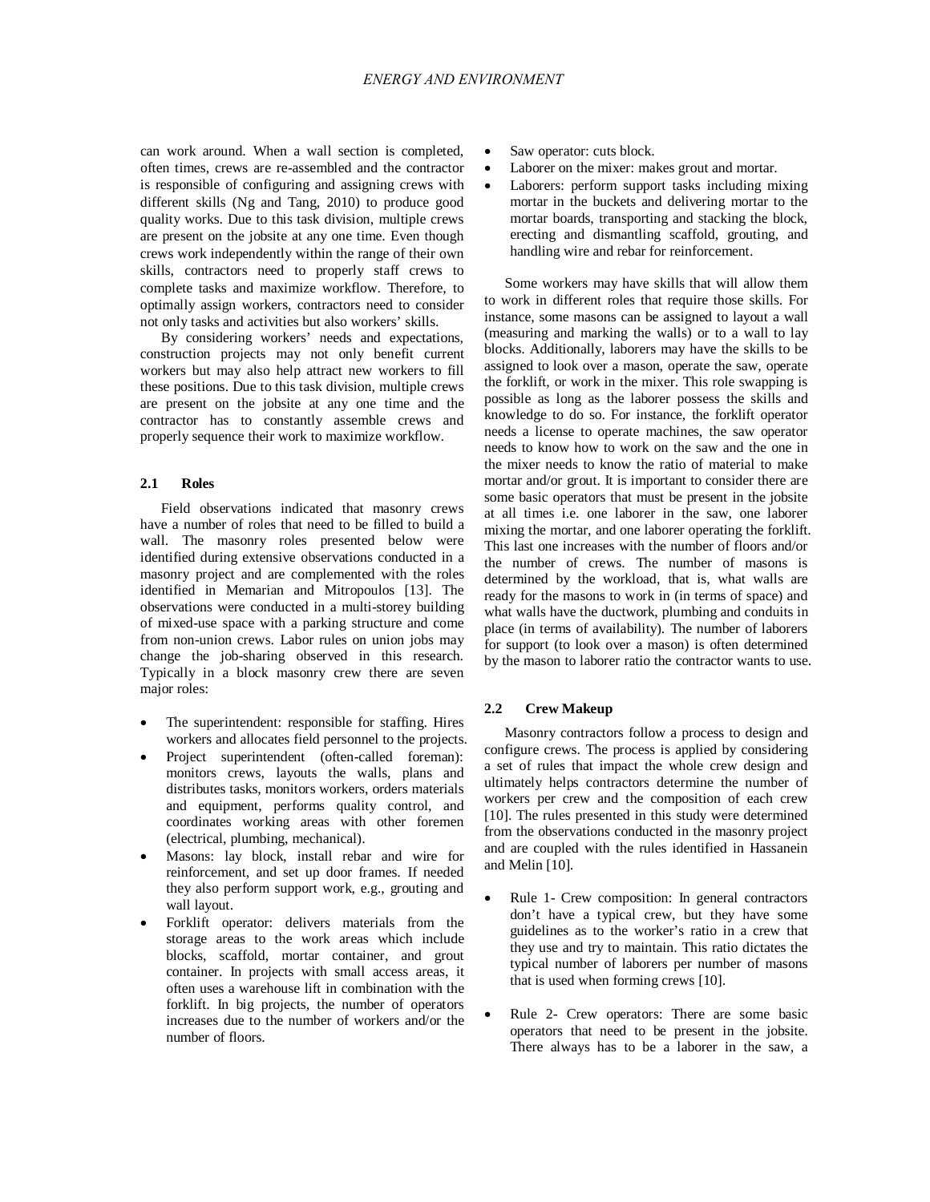can work around. When a wall section is completed, often times, crews are re-assembled and the contractor is responsible of configuring and assigning crews with different skills (Ng and Tang, 2010) to produce good quality works. Due to this task division, multiple crews are present on the jobsite at any one time. Even though crews work independently within the range of their own skills, contractors need to properly staff crews to complete tasks and maximize workflow. Therefore, to optimally assign workers, contractors need to consider not only tasks and activities but also workers' skills.

By considering workers' needs and expectations, construction projects may not only benefit current workers but may also help attract new workers to fill these positions. Due to this task division, multiple crews are present on the jobsite at any one time and the contractor has to constantly assemble crews and properly sequence their work to maximize workflow.

### 2.1 Roles

Field observations indicated that masonry crews have a number of roles that need to be filled to build a wall. The masonry roles presented below were identified during extensive observations conducted in a masonry project and are complemented with the roles identified in Memarian and Mitropoulos [13]. The observations were conducted in a multi-storey building of mixed-use space with a parking structure and come from non-union crews. Labor rules on union jobs may change the job-sharing observed in this research. Typically in a block masonry crew there are seven major roles:

- The superintendent: responsible for staffing. Hires workers and allocates field personnel to the projects.
- Project superintendent (often-called foreman): monitors crews, layouts the walls, plans and distributes tasks, monitors workers, orders materials and equipment, performs quality control, and coordinates working areas with other foremen (electrical, plumbing, mechanical).
- Masons: lay block, install rebar and wire for reinforcement, and set up door frames. If needed they also perform support work, e.g., grouting and wall layout.
- Forklift operator: delivers materials from the storage areas to the work areas which include blocks, scaffold, mortar container, and grout container. In projects with small access areas, it often uses a warehouse lift in combination with the forklift. In big projects, the number of operators increases due to the number of workers and/or the number of floors.
- Saw operator: cuts block.
- Laborer on the mixer: makes grout and mortar.
- Laborers: perform support tasks including mixing mortar in the buckets and delivering mortar to the mortar boards, transporting and stacking the block, erecting and dismantling scaffold, grouting, and handling wire and rebar for reinforcement.

Some workers may have skills that will allow them to work in different roles that require those skills. For instance, some masons can be assigned to layout a wall (measuring and marking the walls) or to a wall to lay blocks. Additionally, laborers may have the skills to be assigned to look over a mason, operate the saw, operate the forklift, or work in the mixer. This role swapping is possible as long as the laborer possess the skills and knowledge to do so. For instance, the forklift operator needs a license to operate machines, the saw operator needs to know how to work on the saw and the one in the mixer needs to know the ratio of material to make mortar and/or grout. It is important to consider there are some basic operators that must be present in the jobsite at all times i.e. one laborer in the saw, one laborer mixing the mortar, and one laborer operating the forklift. This last one increases with the number of floors and/or the number of crews. The number of masons is determined by the workload, that is, what walls are ready for the masons to work in (in terms of space) and what walls have the ductwork, plumbing and conduits in place (in terms of availability). The number of laborers for support (to look over a mason) is often determined by the mason to laborer ratio the contractor wants to use.

### 2.2 Crew Makeup

Masonry contractors follow a process to design and configure crews. The process is applied by considering a set of rules that impact the whole crew design and ultimately helps contractors determine the number of workers per crew and the composition of each crew [10]. The rules presented in this study were determined from the observations conducted in the masonry project and are coupled with the rules identified in Hassanein and Melin [10].

- Rule 1- Crew composition: In general contractors don't have a typical crew, but they have some guidelines as to the worker's ratio in a crew that they use and try to maintain. This ratio dictates the typical number of laborers per number of masons that is used when forming crews [10].

- Rule 2- Crew operators: There are some basic operators that need to be present in the jobsite. There always has to be a laborer in the saw, a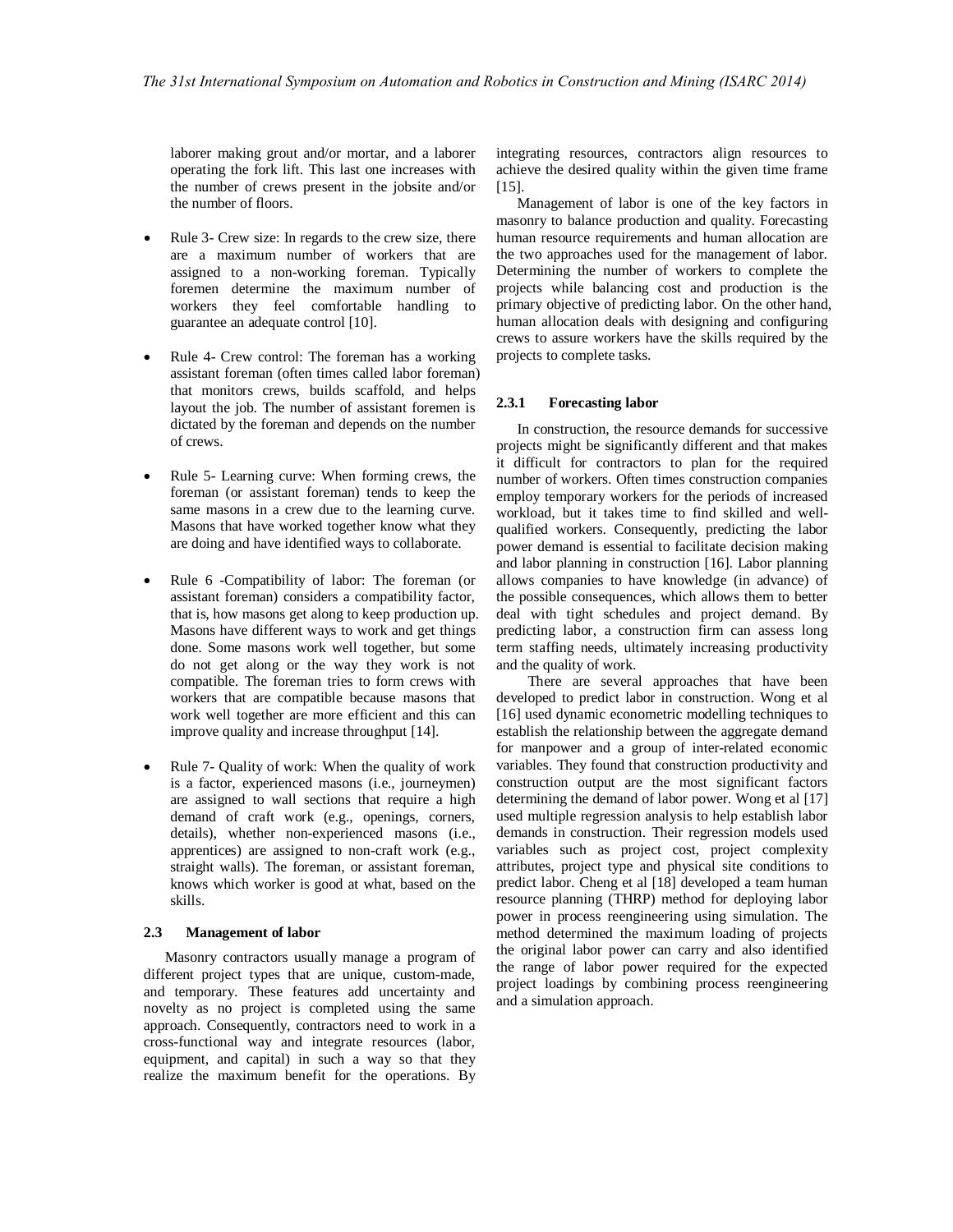laborer making grout and/or mortar, and a laborer operating the fork lift. This last one increases with the number of crews present in the jobsite and/or the number of floors.

- Rule 3- Crew size: In regards to the crew size, there are a maximum number of workers that are assigned to a non-working foreman. Typically foremen determine the maximum number of workers they feel comfortable handling to guarantee an adequate control [10].

- Rule 4- Crew control: The foreman has a working assistant foreman (often times called labor foreman) that monitors crews, builds scaffold, and helps layout the job. The number of assistant foremen is dictated by the foreman and depends on the number of crews.

- Rule 5- Learning curve: When forming crews, the foreman (or assistant foreman) tends to keep the same masons in a crew due to the learning curve. Masons that have worked together know what they are doing and have identified ways to collaborate.

- Rule 6 -Compatibility of labor: The foreman (or assistant foreman) considers a compatibility factor, that is, how masons get along to keep production up. Masons have different ways to work and get things done. Some masons work well together, but some do not get along or the way they work is not compatible. The foreman tries to form crews with workers that are compatible because masons that work well together are more efficient and this can improve quality and increase throughput [14].

- Rule 7- Quality of work: When the quality of work is a factor, experienced masons (i.e., journeymen) are assigned to wall sections that require a high demand of craft work (e.g., openings, corners, details), whether non-experienced masons (i.e., apprentices) are assigned to non-craft work (e.g., straight walls). The foreman, or assistant foreman, knows which worker is good at what, based on the skills.

### 2.3 Management of labor

Masonry contractors usually manage a program of different project types that are unique, custom-made, and temporary. These features add uncertainty and novelty as no project is completed using the same approach. Consequently, contractors need to work in a cross-functional way and integrate resources (labor, equipment, and capital) in such a way so that they realize the maximum benefit for the operations. By integrating resources, contractors align resources to achieve the desired quality within the given time frame [15].

Management of labor is one of the key factors in masonry to balance production and quality. Forecasting human resource requirements and human allocation are the two approaches used for the management of labor. Determining the number of workers to complete the projects while balancing cost and production is the primary objective of predicting labor. On the other hand, human allocation deals with designing and configuring crews to assure workers have the skills required by the projects to complete tasks.

#### 2.3.1 Forecasting labor

In construction, the resource demands for successive projects might be significantly different and that makes it difficult for contractors to plan for the required number of workers. Often times construction companies employ temporary workers for the periods of increased workload, but it takes time to find skilled and well-qualified workers. Consequently, predicting the labor power demand is essential to facilitate decision making and labor planning in construction [16]. Labor planning allows companies to have knowledge (in advance) of the possible consequences, which allows them to better deal with tight schedules and project demand. By predicting labor, a construction firm can assess long term staffing needs, ultimately increasing productivity and the quality of work.

There are several approaches that have been developed to predict labor in construction. Wong et al [16] used dynamic econometric modelling techniques to establish the relationship between the aggregate demand for manpower and a group of inter-related economic variables. They found that construction productivity and construction output are the most significant factors determining the demand of labor power. Wong et al [17] used multiple regression analysis to help establish labor demands in construction. Their regression models used variables such as project cost, project complexity attributes, project type and physical site conditions to predict labor. Cheng et al [18] developed a team human resource planning (THRP) method for deploying labor power in process reengineering using simulation. The method determined the maximum loading of projects the original labor power can carry and also identified the range of labor power required for the expected project loadings by combining process reengineering and a simulation approach.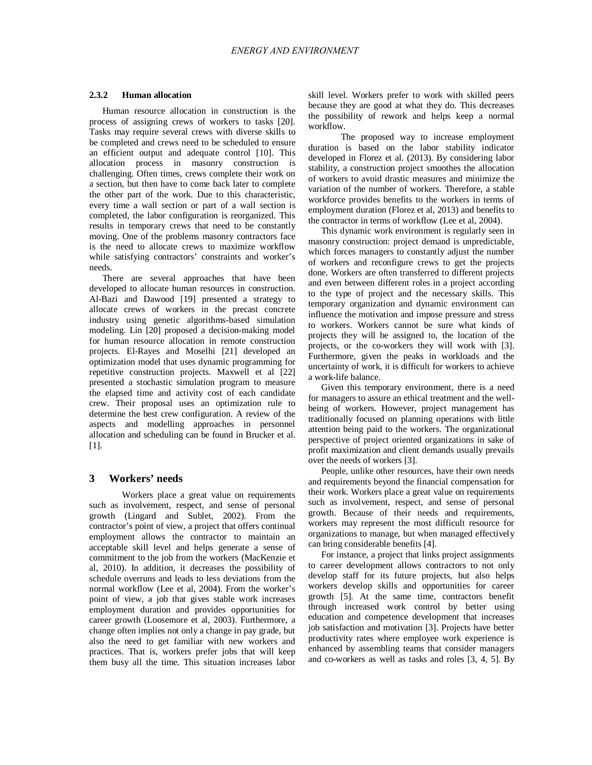### 2.3.2 Human allocation

Human resource allocation in construction is the process of assigning crews of workers to tasks [20]. Tasks may require several crews with diverse skills to be completed and crews need to be scheduled to ensure an efficient output and adequate control [10]. This allocation process in masonry construction is challenging. Often times, crews complete their work on a section, but then have to come back later to complete the other part of the work. Due to this characteristic, every time a wall section or part of a wall section is completed, the labor configuration is reorganized. This results in temporary crews that need to be constantly moving. One of the problems masonry contractors face is the need to allocate crews to maximize workflow while satisfying contractors' constraints and worker's needs.

There are several approaches that have been developed to allocate human resources in construction. Al-Bazi and Dawood [19] presented a strategy to allocate crews of workers in the precast concrete industry using genetic algorithms-based simulation modeling. Lin [20] proposed a decision-making model for human resource allocation in remote construction projects. El-Rayes and Moselhi [21] developed an optimization model that uses dynamic programming for repetitive construction projects. Maxwell et al [22] presented a stochastic simulation program to measure the elapsed time and activity cost of each candidate crew. Their proposal uses an optimization rule to determine the best crew configuration. A review of the aspects and modelling approaches in personnel allocation and scheduling can be found in Brucker et al. [1].

## 3 Workers' needs

Workers place a great value on requirements such as involvement, respect, and sense of personal growth (Lingard and Sublet, 2002). From the contractor's point of view, a project that offers continual employment allows the contractor to maintain an acceptable skill level and helps generate a sense of commitment to the job from the workers (MacKenzie et al, 2010). In addition, it decreases the possibility of schedule overruns and leads to less deviations from the normal workflow (Lee et al, 2004). From the worker's point of view, a job that gives stable work increases employment duration and provides opportunities for career growth (Loosemore et al, 2003). Furthermore, a change often implies not only a change in pay grade, but also the need to get familiar with new workers and practices. That is, workers prefer jobs that will keep them busy all the time. This situation increases labor skill level. Workers prefer to work with skilled peers because they are good at what they do. This decreases the possibility of rework and helps keep a normal workflow.

The proposed way to increase employment duration is based on the labor stability indicator developed in Florez et al. (2013). By considering labor stability, a construction project smoothes the allocation of workers to avoid drastic measures and minimize the variation of the number of workers. Therefore, a stable workforce provides benefits to the workers in terms of employment duration (Florez et al, 2013) and benefits to the contractor in terms of workflow (Lee et al, 2004).

This dynamic work environment is regularly seen in masonry construction: project demand is unpredictable, which forces managers to constantly adjust the number of workers and reconfigure crews to get the projects done. Workers are often transferred to different projects and even between different roles in a project according to the type of project and the necessary skills. This temporary organization and dynamic environment can influence the motivation and impose pressure and stress to workers. Workers cannot be sure what kinds of projects they will be assigned to, the location of the projects, or the co-workers they will work with [3]. Furthermore, given the peaks in workloads and the uncertainty of work, it is difficult for workers to achieve a work-life balance.

Given this temporary environment, there is a need for managers to assure an ethical treatment and the well-being of workers. However, project management has traditionally focused on planning operations with little attention being paid to the workers. The organizational perspective of project oriented organizations in sake of profit maximization and client demands usually prevails over the needs of workers [3].

People, unlike other resources, have their own needs and requirements beyond the financial compensation for their work. Workers place a great value on requirements such as involvement, respect, and sense of personal growth. Because of their needs and requirements, workers may represent the most difficult resource for organizations to manage, but when managed effectively can bring considerable benefits [4].

For instance, a project that links project assignments to career development allows contractors to not only develop staff for its future projects, but also helps workers develop skills and opportunities for career growth [5]. At the same time, contractors benefit through increased work control by better using education and competence development that increases job satisfaction and motivation [3]. Projects have better productivity rates where employee work experience is enhanced by assembling teams that consider managers and co-workers as well as tasks and roles [3, 4, 5]. By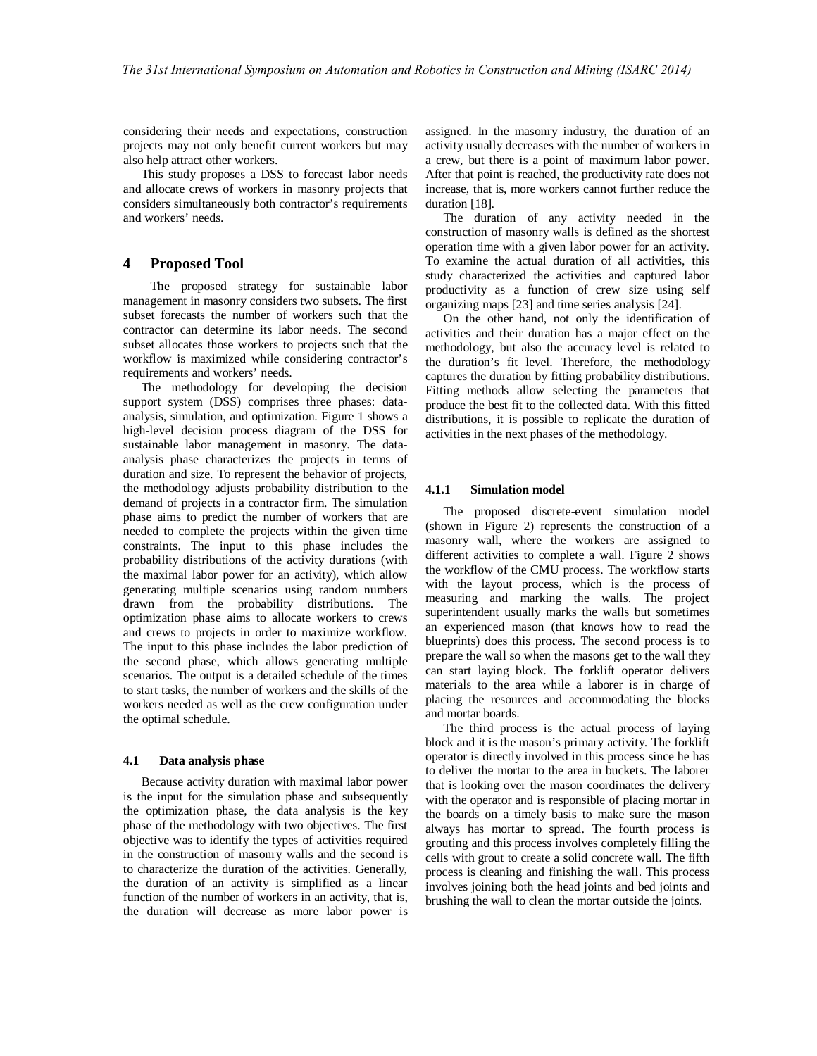considering their needs and expectations, construction projects may not only benefit current workers but may also help attract other workers.

This study proposes a DSS to forecast labor needs and allocate crews of workers in masonry projects that considers simultaneously both contractor's requirements and workers' needs.

## 4 Proposed Tool

The proposed strategy for sustainable labor management in masonry considers two subsets. The first subset forecasts the number of workers such that the contractor can determine its labor needs. The second subset allocates those workers to projects such that the workflow is maximized while considering contractor's requirements and workers' needs.

The methodology for developing the decision support system (DSS) comprises three phases: data-analysis, simulation, and optimization. Figure 1 shows a high-level decision process diagram of the DSS for sustainable labor management in masonry. The data-analysis phase characterizes the projects in terms of duration and size. To represent the behavior of projects, the methodology adjusts probability distribution to the demand of projects in a contractor firm. The simulation phase aims to predict the number of workers that are needed to complete the projects within the given time constraints. The input to this phase includes the probability distributions of the activity durations (with the maximal labor power for an activity), which allow generating multiple scenarios using random numbers drawn from the probability distributions. The optimization phase aims to allocate workers to crews and crews to projects in order to maximize workflow. The input to this phase includes the labor prediction of the second phase, which allows generating multiple scenarios. The output is a detailed schedule of the times to start tasks, the number of workers and the skills of the workers needed as well as the crew configuration under the optimal schedule.

### 4.1 Data analysis phase

Because activity duration with maximal labor power is the input for the simulation phase and subsequently the optimization phase, the data analysis is the key phase of the methodology with two objectives. The first objective was to identify the types of activities required in the construction of masonry walls and the second is to characterize the duration of the activities. Generally, the duration of an activity is simplified as a linear function of the number of workers in an activity, that is, the duration will decrease as more labor power is assigned. In the masonry industry, the duration of an activity usually decreases with the number of workers in a crew, but there is a point of maximum labor power. After that point is reached, the productivity rate does not increase, that is, more workers cannot further reduce the duration [18].

The duration of any activity needed in the construction of masonry walls is defined as the shortest operation time with a given labor power for an activity. To examine the actual duration of all activities, this study characterized the activities and captured labor productivity as a function of crew size using self organizing maps [23] and time series analysis [24].

On the other hand, not only the identification of activities and their duration has a major effect on the methodology, but also the accuracy level is related to the duration's fit level. Therefore, the methodology captures the duration by fitting probability distributions. Fitting methods allow selecting the parameters that produce the best fit to the collected data. With this fitted distributions, it is possible to replicate the duration of activities in the next phases of the methodology.

#### 4.1.1 Simulation model

The proposed discrete-event simulation model (shown in Figure 2) represents the construction of a masonry wall, where the workers are assigned to different activities to complete a wall. Figure 2 shows the workflow of the CMU process. The workflow starts with the layout process, which is the process of measuring and marking the walls. The project superintendent usually marks the walls but sometimes an experienced mason (that knows how to read the blueprints) does this process. The second process is to prepare the wall so when the masons get to the wall they can start laying block. The forklift operator delivers materials to the area while a laborer is in charge of placing the resources and accommodating the blocks and mortar boards.

The third process is the actual process of laying block and it is the mason's primary activity. The forklift operator is directly involved in this process since he has to deliver the mortar to the area in buckets. The laborer that is looking over the mason coordinates the delivery with the operator and is responsible of placing mortar in the boards on a timely basis to make sure the mason always has mortar to spread. The fourth process is grouting and this process involves completely filling the cells with grout to create a solid concrete wall. The fifth process is cleaning and finishing the wall. This process involves joining both the head joints and bed joints and brushing the wall to clean the mortar outside the joints.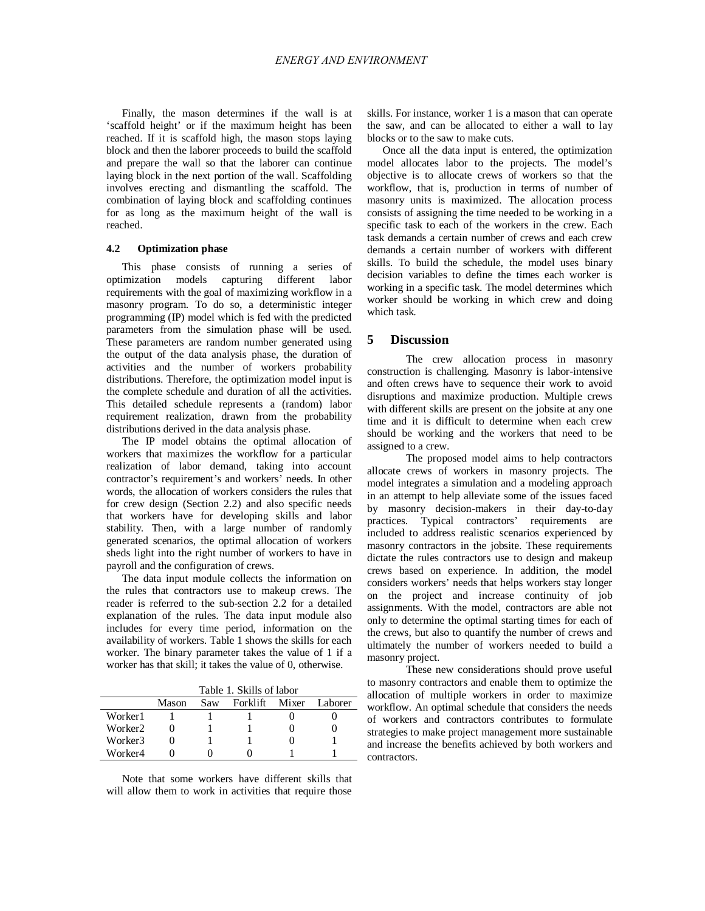Finally, the mason determines if the wall is at 'scaffold height' or if the maximum height has been reached. If it is scaffold high, the mason stops laying block and then the laborer proceeds to build the scaffold and prepare the wall so that the laborer can continue laying block in the next portion of the wall. Scaffolding involves erecting and dismantling the scaffold. The combination of laying block and scaffolding continues for as long as the maximum height of the wall is reached.

### 4.2 Optimization phase

This phase consists of running a series of optimization models capturing different labor requirements with the goal of maximizing workflow in a masonry program. To do so, a deterministic integer programming (IP) model which is fed with the predicted parameters from the simulation phase will be used. These parameters are random number generated using the output of the data analysis phase, the duration of activities and the number of workers probability distributions. Therefore, the optimization model input is the complete schedule and duration of all the activities. This detailed schedule represents a (random) labor requirement realization, drawn from the probability distributions derived in the data analysis phase.

The IP model obtains the optimal allocation of workers that maximizes the workflow for a particular realization of labor demand, taking into account contractor's requirement's and workers' needs. In other words, the allocation of workers considers the rules that for crew design (Section 2.2) and also specific needs that workers have for developing skills and labor stability. Then, with a large number of randomly generated scenarios, the optimal allocation of workers sheds light into the right number of workers to have in payroll and the configuration of crews.

The data input module collects the information on the rules that contractors use to makeup crews. The reader is referred to the sub-section 2.2 for a detailed explanation of the rules. The data input module also includes for every time period, information on the availability of workers. Table 1 shows the skills for each worker. The binary parameter takes the value of 1 if a worker has that skill; it takes the value of 0, otherwise.

Table 1. Skills of labor

| | Mason | Saw | Forklift | Mixer | Laborer |
|---|---|---|---|---|---|
| Worker1 | 1 | 1 | 1 | 0 | 0 |
| Worker2 | 0 | 1 | 1 | 0 | 0 |
| Worker3 | 0 | 1 | 1 | 0 | 1 |
| Worker4 | 0 | 0 | 0 | 1 | 1 |

Note that some workers have different skills that will allow them to work in activities that require those skills. For instance, worker 1 is a mason that can operate the saw, and can be allocated to either a wall to lay blocks or to the saw to make cuts.

Once all the data input is entered, the optimization model allocates labor to the projects. The model's objective is to allocate crews of workers so that the workflow, that is, production in terms of number of masonry units is maximized. The allocation process consists of assigning the time needed to be working in a specific task to each of the workers in the crew. Each task demands a certain number of crews and each crew demands a certain number of workers with different skills. To build the schedule, the model uses binary decision variables to define the times each worker is working in a specific task. The model determines which worker should be working in which crew and doing which task.

## 5 Discussion

The crew allocation process in masonry construction is challenging. Masonry is labor-intensive and often crews have to sequence their work to avoid disruptions and maximize production. Multiple crews with different skills are present on the jobsite at any one time and it is difficult to determine when each crew should be working and the workers that need to be assigned to a crew.

The proposed model aims to help contractors allocate crews of workers in masonry projects. The model integrates a simulation and a modeling approach in an attempt to help alleviate some of the issues faced by masonry decision-makers in their day-to-day practices. Typical contractors' requirements are included to address realistic scenarios experienced by masonry contractors in the jobsite. These requirements dictate the rules contractors use to design and makeup crews based on experience. In addition, the model considers workers' needs that helps workers stay longer on the project and increase continuity of job assignments. With the model, contractors are able not only to determine the optimal starting times for each of the crews, but also to quantify the number of crews and ultimately the number of workers needed to build a masonry project.

These new considerations should prove useful to masonry contractors and enable them to optimize the allocation of multiple workers in order to maximize workflow. An optimal schedule that considers the needs of workers and contractors contributes to formulate strategies to make project management more sustainable and increase the benefits achieved by both workers and contractors.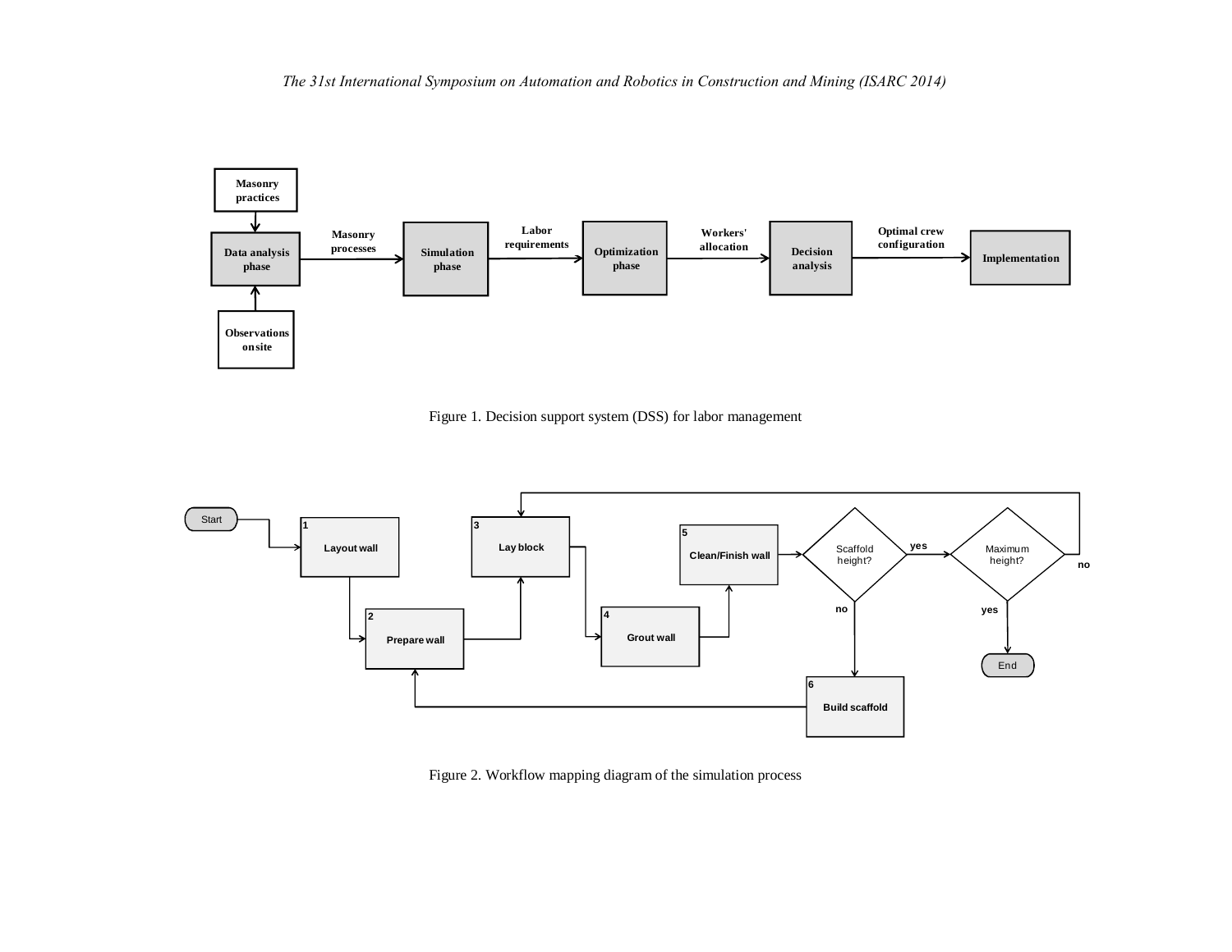Figure 1. Decision support system (DSS) for labor management

Figure 2. Workflow mapping diagram of the simulation process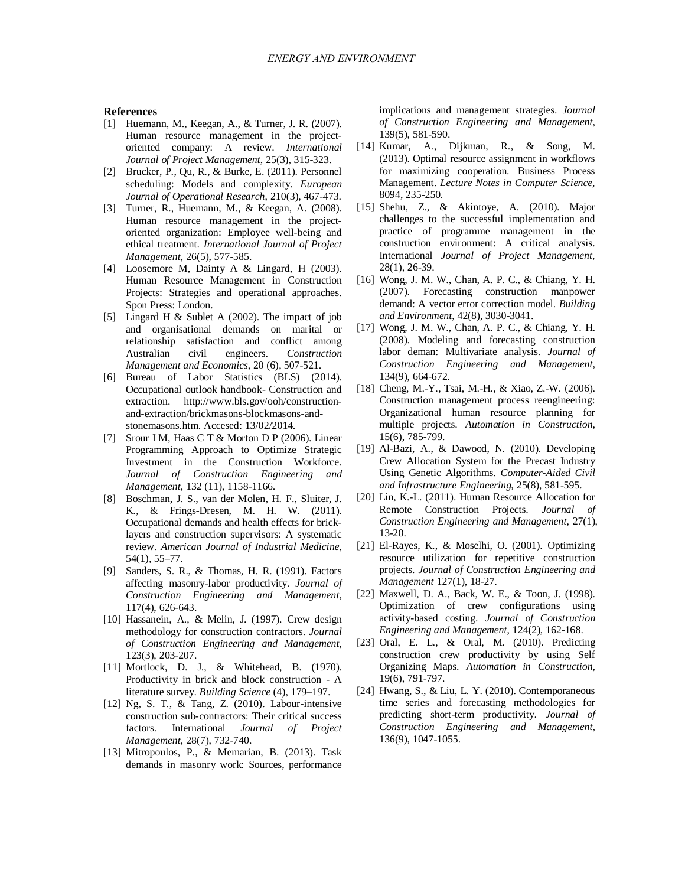## References

[1] Huemann, M., Keegan, A., & Turner, J. R. (2007). Human resource management in the project-oriented company: A review. *International Journal of Project Management*, 25(3), 315-323.

[2] Brucker, P., Qu, R., & Burke, E. (2011). Personnel scheduling: Models and complexity. *European Journal of Operational Research*, 210(3), 467-473.

[3] Turner, R., Huemann, M., & Keegan, A. (2008). Human resource management in the project-oriented organization: Employee well-being and ethical treatment. *International Journal of Project Management*, 26(5), 577-585.

[4] Loosemore M, Dainty A & Lingard, H (2003). Human Resource Management in Construction Projects: Strategies and operational approaches. Spon Press: London.

[5] Lingard H & Sublet A (2002). The impact of job and organisational demands on marital or relationship satisfaction and conflict among Australian civil engineers. *Construction Management and Economics*, 20 (6), 507-521.

[6] Bureau of Labor Statistics (BLS) (2014). Occupational outlook handbook- Construction and extraction. http://www.bls.gov/ooh/construction-and-extraction/brickmasons-blockmasons-and-stonemasons.htm. Accesed: 13/02/2014.

[7] Srour I M, Haas C T & Morton D P (2006). Linear Programming Approach to Optimize Strategic Investment in the Construction Workforce. *Journal of Construction Engineering and Management*, 132 (11), 1158-1166.

[8] Boschman, J. S., van der Molen, H. F., Sluiter, J. K., & Frings-Dresen, M. H. W. (2011). Occupational demands and health effects for brick-layers and construction supervisors: A systematic review. *American Journal of Industrial Medicine*, 54(1), 55–77.

[9] Sanders, S. R., & Thomas, H. R. (1991). Factors affecting masonry-labor productivity. *Journal of Construction Engineering and Management*, 117(4), 626-643.

[10] Hassanein, A., & Melin, J. (1997). Crew design methodology for construction contractors. *Journal of Construction Engineering and Management*, 123(3), 203-207.

[11] Mortlock, D. J., & Whitehead, B. (1970). Productivity in brick and block construction - A literature survey. *Building Science* (4), 179–197.

[12] Ng, S. T., & Tang, Z. (2010). Labour-intensive construction sub-contractors: Their critical success factors. International *Journal of Project Management*, 28(7), 732-740.

[13] Mitropoulos, P., & Memarian, B. (2013). Task demands in masonry work: Sources, performance implications and management strategies. *Journal of Construction Engineering and Management*, 139(5), 581-590.

[14] Kumar, A., Dijkman, R., & Song, M. (2013). Optimal resource assignment in workflows for maximizing cooperation. Business Process Management. *Lecture Notes in Computer Science*, 8094, 235-250.

[15] Shehu, Z., & Akintoye, A. (2010). Major challenges to the successful implementation and practice of programme management in the construction environment: A critical analysis. International *Journal of Project Management*, 28(1), 26-39.

[16] Wong, J. M. W., Chan, A. P. C., & Chiang, Y. H. (2007). Forecasting construction manpower demand: A vector error correction model. *Building and Environment*, 42(8), 3030-3041.

[17] Wong, J. M. W., Chan, A. P. C., & Chiang, Y. H. (2008). Modeling and forecasting construction labor deman: Multivariate analysis. *Journal of Construction Engineering and Management*, 134(9), 664-672.

[18] Cheng, M.-Y., Tsai, M.-H., & Xiao, Z.-W. (2006). Construction management process reengineering: Organizational human resource planning for multiple projects. *Automation in Construction*, 15(6), 785-799.

[19] Al-Bazi, A., & Dawood, N. (2010). Developing Crew Allocation System for the Precast Industry Using Genetic Algorithms. *Computer-Aided Civil and Infrastructure Engineering*, 25(8), 581-595.

[20] Lin, K.-L. (2011). Human Resource Allocation for Remote Construction Projects. *Journal of Construction Engineering and Management*, 27(1), 13-20.

[21] El-Rayes, K., & Moselhi, O. (2001). Optimizing resource utilization for repetitive construction projects. *Journal of Construction Engineering and Management* 127(1), 18-27.

[22] Maxwell, D. A., Back, W. E., & Toon, J. (1998). Optimization of crew configurations using activity-based costing. *Journal of Construction Engineering and Management*, 124(2), 162-168.

[23] Oral, E. L., & Oral, M. (2010). Predicting construction crew productivity by using Self Organizing Maps. *Automation in Construction*, 19(6), 791-797.

[24] Hwang, S., & Liu, L. Y. (2010). Contemporaneous time series and forecasting methodologies for predicting short-term productivity. *Journal of Construction Engineering and Management*, 136(9), 1047-1055.